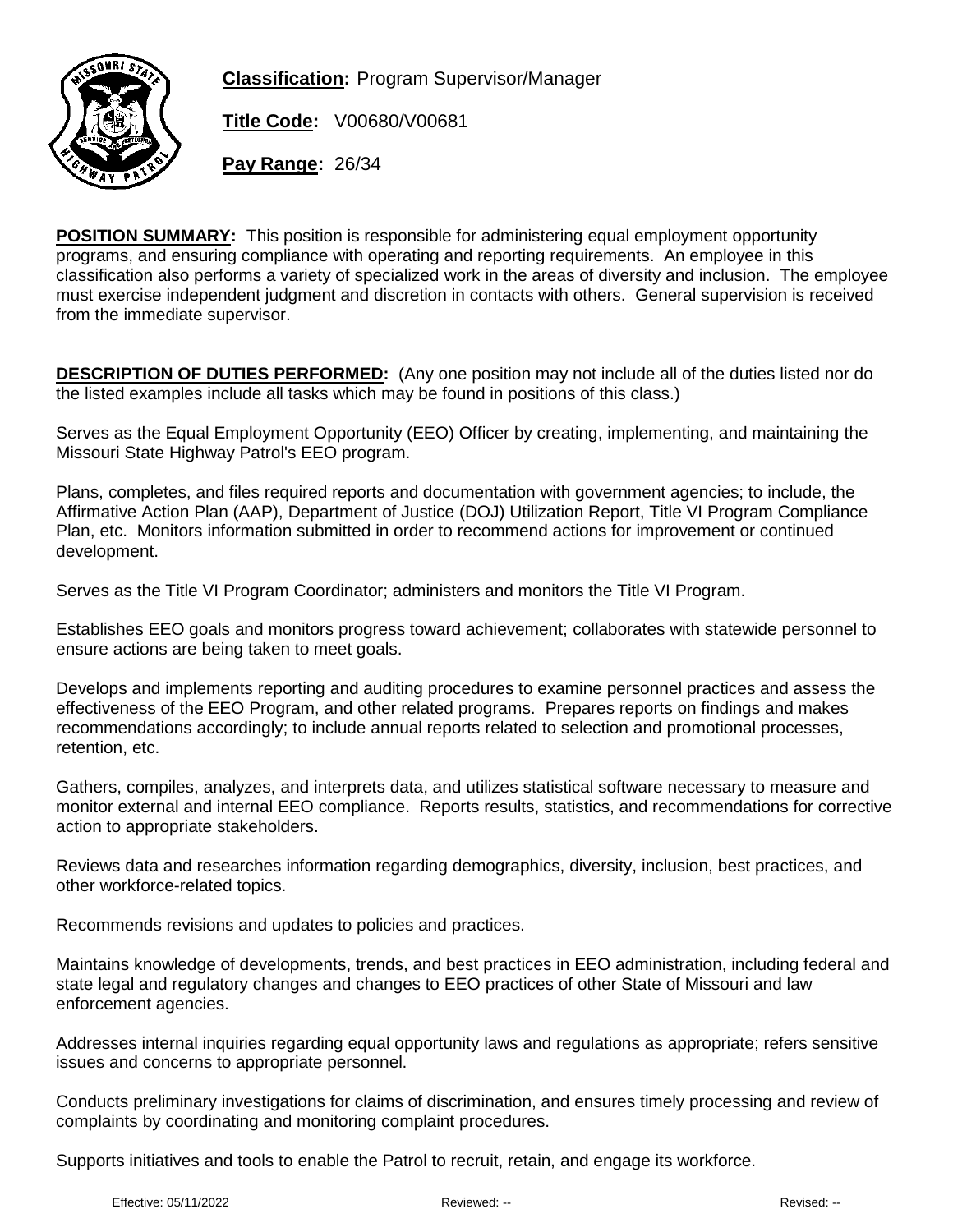**Classification:** Program Supervisor/Manager

**Title Code:** V00680/V00681

**Pay Range:** 26/34

**POSITION SUMMARY:** This position is responsible for administering equal employment opportunity programs, and ensuring compliance with operating and reporting requirements. An employee in this classification also performs a variety of specialized work in the areas of diversity and inclusion. The employee must exercise independent judgment and discretion in contacts with others. General supervision is received from the immediate supervisor.

**DESCRIPTION OF DUTIES PERFORMED:** (Any one position may not include all of the duties listed nor do the listed examples include all tasks which may be found in positions of this class.)

Serves as the Equal Employment Opportunity (EEO) Officer by creating, implementing, and maintaining the Missouri State Highway Patrol's EEO program.

Plans, completes, and files required reports and documentation with government agencies; to include, the Affirmative Action Plan (AAP), Department of Justice (DOJ) Utilization Report, Title VI Program Compliance Plan, etc. Monitors information submitted in order to recommend actions for improvement or continued development.

Serves as the Title VI Program Coordinator; administers and monitors the Title VI Program.

Establishes EEO goals and monitors progress toward achievement; collaborates with statewide personnel to ensure actions are being taken to meet goals.

Develops and implements reporting and auditing procedures to examine personnel practices and assess the effectiveness of the EEO Program, and other related programs. Prepares reports on findings and makes recommendations accordingly; to include annual reports related to selection and promotional processes, retention, etc.

Gathers, compiles, analyzes, and interprets data, and utilizes statistical software necessary to measure and monitor external and internal EEO compliance. Reports results, statistics, and recommendations for corrective action to appropriate stakeholders.

Reviews data and researches information regarding demographics, diversity, inclusion, best practices, and other workforce-related topics.

Recommends revisions and updates to policies and practices.

Maintains knowledge of developments, trends, and best practices in EEO administration, including federal and state legal and regulatory changes and changes to EEO practices of other State of Missouri and law enforcement agencies.

Addresses internal inquiries regarding equal opportunity laws and regulations as appropriate; refers sensitive issues and concerns to appropriate personnel.

Conducts preliminary investigations for claims of discrimination, and ensures timely processing and review of complaints by coordinating and monitoring complaint procedures.

Supports initiatives and tools to enable the Patrol to recruit, retain, and engage its workforce.

Effective: 05/11/2022 Reviewed: -- Revised: --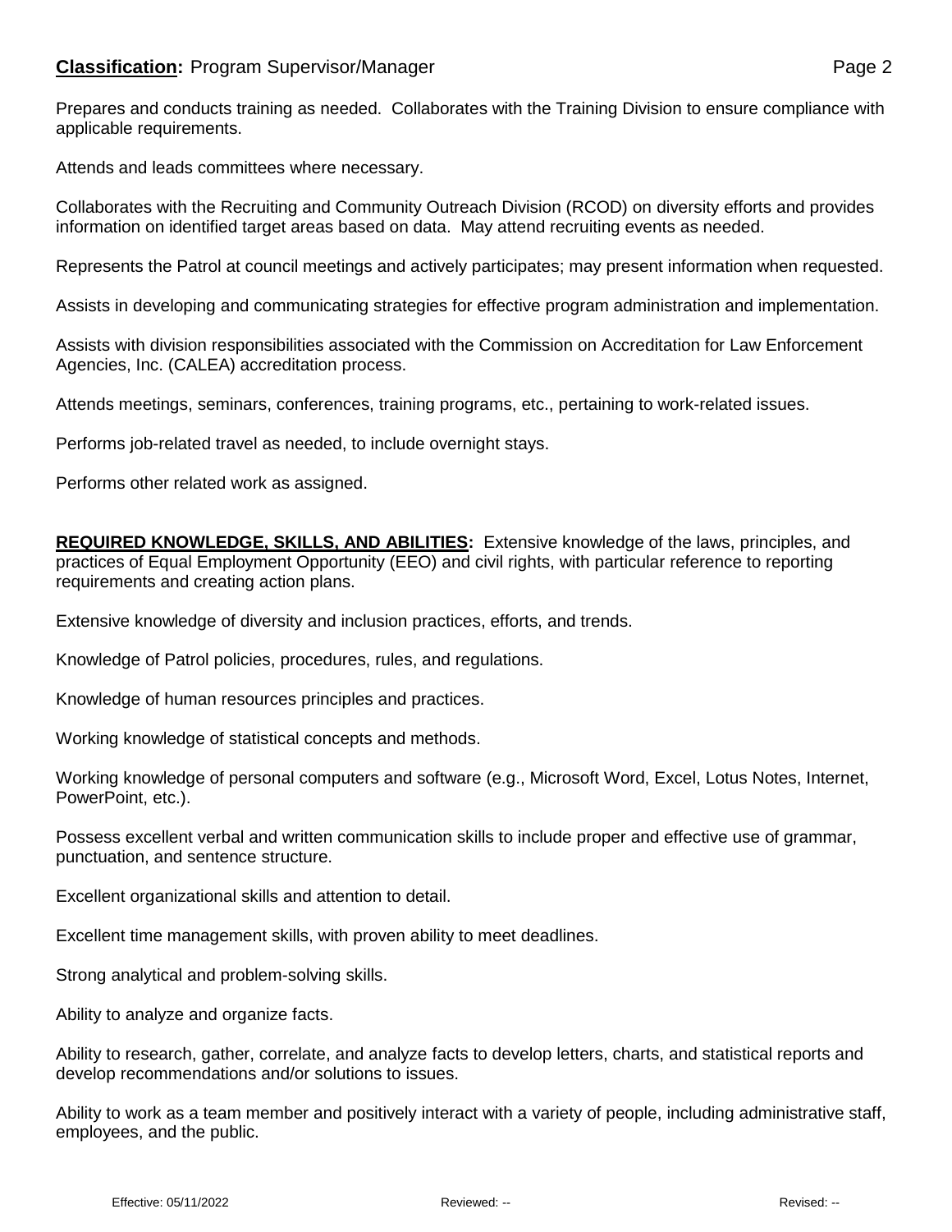Prepares and conducts training as needed. Collaborates with the Training Division to ensure compliance with applicable requirements.

Attends and leads committees where necessary.

Collaborates with the Recruiting and Community Outreach Division (RCOD) on diversity efforts and provides information on identified target areas based on data. May attend recruiting events as needed.

Represents the Patrol at council meetings and actively participates; may present information when requested.

Assists in developing and communicating strategies for effective program administration and implementation.

Assists with division responsibilities associated with the Commission on Accreditation for Law Enforcement Agencies, Inc. (CALEA) accreditation process.

Attends meetings, seminars, conferences, training programs, etc., pertaining to work-related issues.

Performs job-related travel as needed, to include overnight stays.

Performs other related work as assigned.

**REQUIRED KNOWLEDGE, SKILLS, AND ABILITIES:** Extensive knowledge of the laws, principles, and practices of Equal Employment Opportunity (EEO) and civil rights, with particular reference to reporting requirements and creating action plans.

Extensive knowledge of diversity and inclusion practices, efforts, and trends.

Knowledge of Patrol policies, procedures, rules, and regulations.

Knowledge of human resources principles and practices.

Working knowledge of statistical concepts and methods.

Working knowledge of personal computers and software (e.g., Microsoft Word, Excel, Lotus Notes, Internet, PowerPoint, etc.).

Possess excellent verbal and written communication skills to include proper and effective use of grammar, punctuation, and sentence structure.

Excellent organizational skills and attention to detail.

Excellent time management skills, with proven ability to meet deadlines.

Strong analytical and problem-solving skills.

Ability to analyze and organize facts.

Ability to research, gather, correlate, and analyze facts to develop letters, charts, and statistical reports and develop recommendations and/or solutions to issues.

Ability to work as a team member and positively interact with a variety of people, including administrative staff, employees, and the public.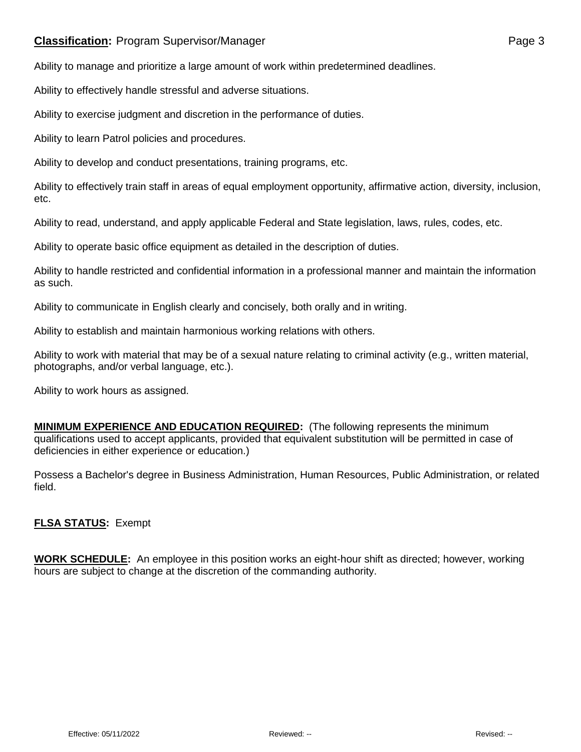Ability to manage and prioritize a large amount of work within predetermined deadlines.

Ability to effectively handle stressful and adverse situations.

Ability to exercise judgment and discretion in the performance of duties.

Ability to learn Patrol policies and procedures.

Ability to develop and conduct presentations, training programs, etc.

Ability to effectively train staff in areas of equal employment opportunity, affirmative action, diversity, inclusion, etc.

Ability to read, understand, and apply applicable Federal and State legislation, laws, rules, codes, etc.

Ability to operate basic office equipment as detailed in the description of duties.

Ability to handle restricted and confidential information in a professional manner and maintain the information as such.

Ability to communicate in English clearly and concisely, both orally and in writing.

Ability to establish and maintain harmonious working relations with others.

Ability to work with material that may be of a sexual nature relating to criminal activity (e.g., written material, photographs, and/or verbal language, etc.).

Ability to work hours as assigned.

**MINIMUM EXPERIENCE AND EDUCATION REQUIRED:** (The following represents the minimum qualifications used to accept applicants, provided that equivalent substitution will be permitted in case of deficiencies in either experience or education.)

Possess a Bachelor's degree in Business Administration, Human Resources, Public Administration, or related field.

**FLSA STATUS:** Exempt

**WORK SCHEDULE:** An employee in this position works an eight-hour shift as directed; however, working hours are subject to change at the discretion of the commanding authority.